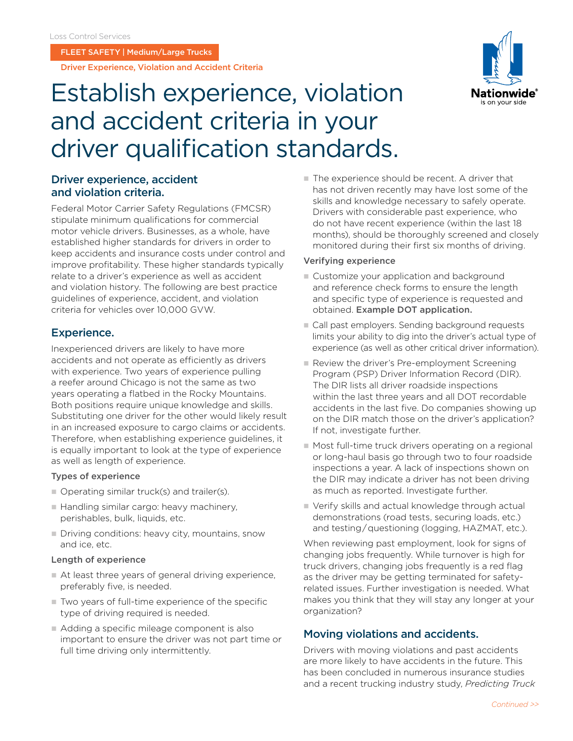Loss Control Services

FLEET SAFETY | Medium/Large Trucks

Driver Experience, Violation and Accident Criteria

# Establish experience, violation and accident criteria in your driver qualification standards.

## Driver experience, accident and violation criteria.

Federal Motor Carrier Safety Regulations (FMCSR) stipulate minimum qualifications for commercial motor vehicle drivers. Businesses, as a whole, have established higher standards for drivers in order to keep accidents and insurance costs under control and improve profitability. These higher standards typically relate to a driver's experience as well as accident and violation history. The following are best practice guidelines of experience, accident, and violation criteria for vehicles over 10,000 GVW.

## Experience.

Inexperienced drivers are likely to have more accidents and not operate as efficiently as drivers with experience. Two years of experience pulling a reefer around Chicago is not the same as two years operating a flatbed in the Rocky Mountains. Both positions require unique knowledge and skills. Substituting one driver for the other would likely result in an increased exposure to cargo claims or accidents. Therefore, when establishing experience guidelines, it is equally important to look at the type of experience as well as length of experience.

### Types of experience

- Operating similar truck(s) and trailer(s).
- Handling similar cargo: heavy machinery, perishables, bulk, liquids, etc.
- Driving conditions: heavy city, mountains, snow and ice, etc.

### Length of experience

- At least three years of general driving experience, preferably five, is needed.
- Two years of full-time experience of the specific type of driving required is needed.
- Adding a specific mileage component is also important to ensure the driver was not part time or full time driving only intermittently.
- The experience should be recent. A driver that has not driven recently may have lost some of the skills and knowledge necessary to safely operate. Drivers with considerable past experience, who do not have recent experience (within the last 18 months), should be thoroughly screened and closely monitored during their first six months of driving.

### Verifying experience

- Customize your application and background and reference check forms to ensure the length and specific type of experience is requested and obtained. **Example DOT application.**
- Call past employers. Sending background requests limits your ability to dig into the driver's actual type of experience (as well as other critical driver information).
- Review the driver's Pre-employment Screening Program (PSP) Driver Information Record (DIR). The DIR lists all driver roadside inspections within the last three years and all DOT recordable accidents in the last five. Do companies showing up on the DIR match those on the driver's application? If not, investigate further.
- Most full-time truck drivers operating on a regional or long-haul basis go through two to four roadside inspections a year. A lack of inspections shown on the DIR may indicate a driver has not been driving as much as reported. Investigate further.
- Verify skills and actual knowledge through actual demonstrations (road tests, securing loads, etc.) and testing/questioning (logging, HAZMAT, etc.).

When reviewing past employment, look for signs of changing jobs frequently. While turnover is high for truck drivers, changing jobs frequently is a red flag as the driver may be getting terminated for safety-related issues. Further investigation is needed. What makes you think that they will stay any longer at your organization?

## Moving violations and accidents.

Drivers with moving violations and past accidents are more likely to have accidents in the future. This has been concluded in numerous insurance studies and a recent trucking industry study, *Predicting Truck*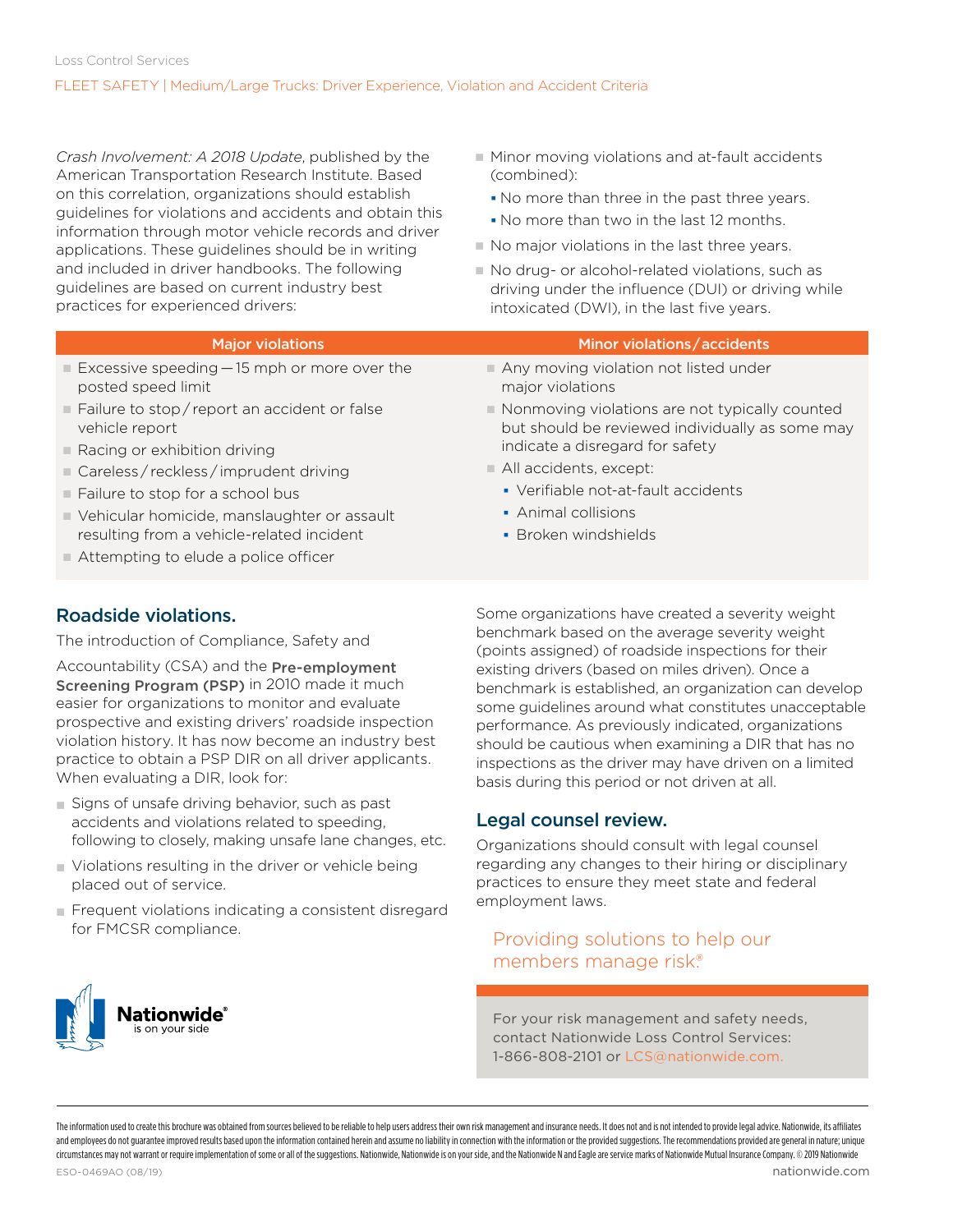*Crash Involvement: A 2018 Update*, published by the American Transportation Research Institute. Based on this correlation, organizations should establish guidelines for violations and accidents and obtain this information through motor vehicle records and driver applications. These guidelines should be in writing and included in driver handbooks. The following guidelines are based on current industry best practices for experienced drivers:

- Minor moving violations and at-fault accidents (combined):
  - No more than three in the past three years.
  - No more than two in the last 12 months.
- No major violations in the last three years.
- No drug- or alcohol-related violations, such as driving under the influence (DUI) or driving while intoxicated (DWI), in the last five years.

| Major violations | Minor violations/accidents |
|---|---|
| Excessive speeding—15 mph or more over the posted speed limit | Any moving violation not listed under major violations |
| Failure to stop/report an accident or false vehicle report | Nonmoving violations are not typically counted but should be reviewed individually as some may indicate a disregard for safety |
| Racing or exhibition driving | All accidents, except: Verifiable not-at-fault accidents; Animal collisions; Broken windshields |
| Careless/reckless/imprudent driving | |
| Failure to stop for a school bus | |
| Vehicular homicide, manslaughter or assault resulting from a vehicle-related incident | |
| Attempting to elude a police officer | |

## Roadside violations.

The introduction of Compliance, Safety and Accountability (CSA) and the **Pre-employment Screening Program (PSP)** in 2010 made it much easier for organizations to monitor and evaluate prospective and existing drivers' roadside inspection violation history. It has now become an industry best practice to obtain a PSP DIR on all driver applicants. When evaluating a DIR, look for:

- Signs of unsafe driving behavior, such as past accidents and violations related to speeding, following to closely, making unsafe lane changes, etc.
- Violations resulting in the driver or vehicle being placed out of service.
- Frequent violations indicating a consistent disregard for FMCSR compliance.

Some organizations have created a severity weight benchmark based on the average severity weight (points assigned) of roadside inspections for their existing drivers (based on miles driven). Once a benchmark is established, an organization can develop some guidelines around what constitutes unacceptable performance. As previously indicated, organizations should be cautious when examining a DIR that has no inspections as the driver may have driven on a limited basis during this period or not driven at all.

## Legal counsel review.

Organizations should consult with legal counsel regarding any changes to their hiring or disciplinary practices to ensure they meet state and federal employment laws.

Providing solutions to help our members manage risk®

For your risk management and safety needs, contact Nationwide Loss Control Services: 1-866-808-2101 or LCS@nationwide.com.

Nationwide® is on your side

The information used to create this brochure was obtained from sources believed to be reliable to help users address their own risk management and insurance needs. It does not and is not intended to provide legal advice. Nationwide, its affiliates and employees do not guarantee improved results based upon the information contained herein and assume no liability in connection with the information or the provided suggestions. The recommendations provided are general in nature; unique circumstances may not warrant or require implementation of some or all of the suggestions. Nationwide, Nationwide is on your side, and the Nationwide N and Eagle are service marks of Nationwide Mutual Insurance Company. © 2019 Nationwide

ESO-0469AO (08/19)

nationwide.com